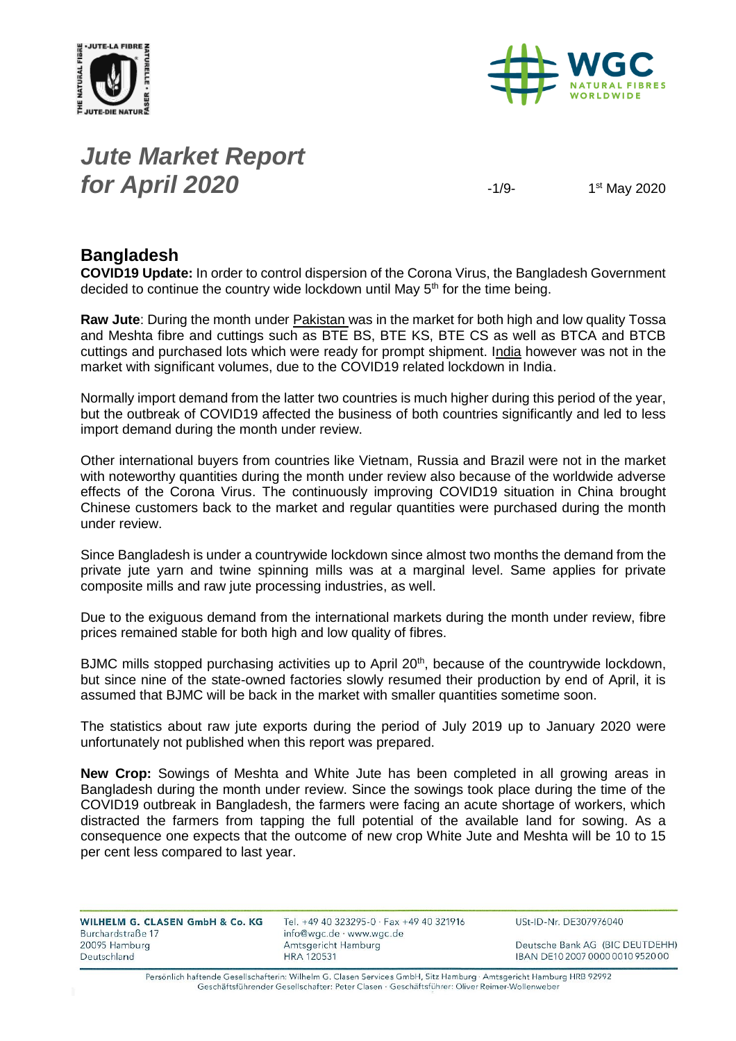# *Jute Market Report for April 2020*

1st May 2020

## Bangladesh

**COVID19 Update:** In order to control dispersion of the Corona Virus, the Bangladesh Government decided to continue the country wide lockdown until May 5th for the time being.

**Raw Jute**: During the month under Pakistan was in the market for both high and low quality Tossa and Meshta fibre and cuttings such as BTE BS, BTE KS, BTE CS as well as BTCA and BTCB cuttings and purchased lots which were ready for prompt shipment. India however was not in the market with significant volumes, due to the COVID19 related lockdown in India.

Normally import demand from the latter two countries is much higher during this period of the year, but the outbreak of COVID19 affected the business of both countries significantly and led to less import demand during the month under review.

Other international buyers from countries like Vietnam, Russia and Brazil were not in the market with noteworthy quantities during the month under review also because of the worldwide adverse effects of the Corona Virus. The continuously improving COVID19 situation in China brought Chinese customers back to the market and regular quantities were purchased during the month under review.

Since Bangladesh is under a countrywide lockdown since almost two months the demand from the private jute yarn and twine spinning mills was at a marginal level. Same applies for private composite mills and raw jute processing industries, as well.

Due to the exiguous demand from the international markets during the month under review, fibre prices remained stable for both high and low quality of fibres.

BJMC mills stopped purchasing activities up to April 20th, because of the countrywide lockdown, but since nine of the state-owned factories slowly resumed their production by end of April, it is assumed that BJMC will be back in the market with smaller quantities sometime soon.

The statistics about raw jute exports during the period of July 2019 up to January 2020 were unfortunately not published when this report was prepared.

**New Crop:** Sowings of Meshta and White Jute has been completed in all growing areas in Bangladesh during the month under review. Since the sowings took place during the time of the COVID19 outbreak in Bangladesh, the farmers were facing an acute shortage of workers, which distracted the farmers from tapping the full potential of the available land for sowing. As a consequence one expects that the outcome of new crop White Jute and Meshta will be 10 to 15 per cent less compared to last year.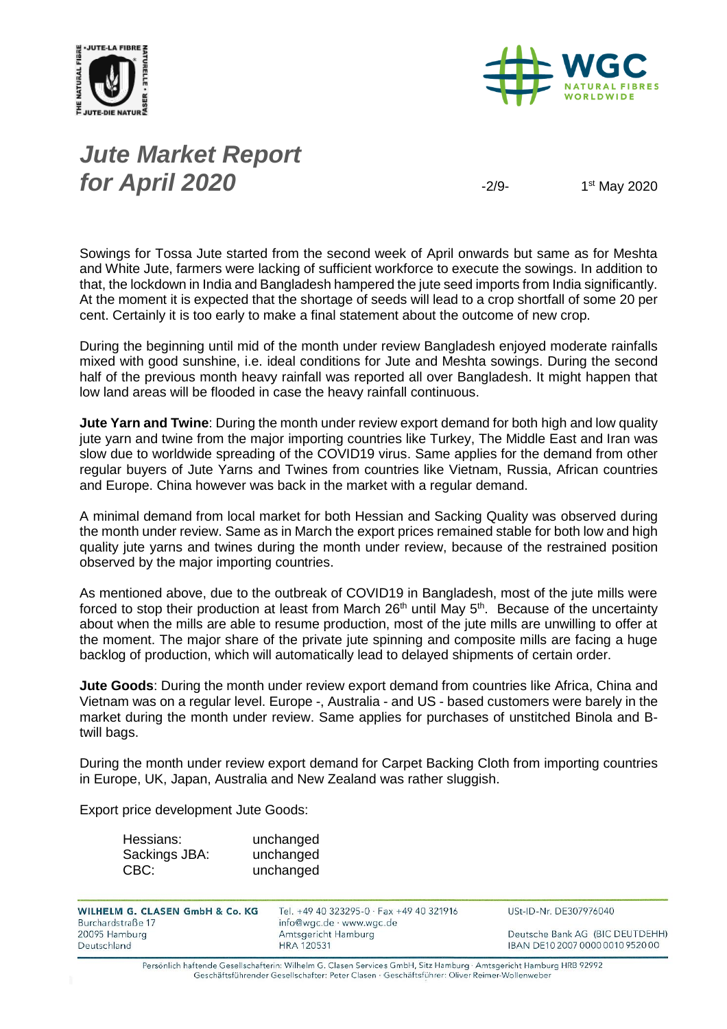# *Jute Market Report for April 2020*

1st May 2020

Sowings for Tossa Jute started from the second week of April onwards but same as for Meshta and White Jute, farmers were lacking of sufficient workforce to execute the sowings. In addition to that, the lockdown in India and Bangladesh hampered the jute seed imports from India significantly. At the moment it is expected that the shortage of seeds will lead to a crop shortfall of some 20 per cent. Certainly it is too early to make a final statement about the outcome of new crop.

During the beginning until mid of the month under review Bangladesh enjoyed moderate rainfalls mixed with good sunshine, i.e. ideal conditions for Jute and Meshta sowings. During the second half of the previous month heavy rainfall was reported all over Bangladesh. It might happen that low land areas will be flooded in case the heavy rainfall continuous.

**Jute Yarn and Twine**: During the month under review export demand for both high and low quality jute yarn and twine from the major importing countries like Turkey, The Middle East and Iran was slow due to worldwide spreading of the COVID19 virus. Same applies for the demand from other regular buyers of Jute Yarns and Twines from countries like Vietnam, Russia, African countries and Europe. China however was back in the market with a regular demand.

A minimal demand from local market for both Hessian and Sacking Quality was observed during the month under review. Same as in March the export prices remained stable for both low and high quality jute yarns and twines during the month under review, because of the restrained position observed by the major importing countries.

As mentioned above, due to the outbreak of COVID19 in Bangladesh, most of the jute mills were forced to stop their production at least from March 26th until May 5th. Because of the uncertainty about when the mills are able to resume production, most of the jute mills are unwilling to offer at the moment. The major share of the private jute spinning and composite mills are facing a huge backlog of production, which will automatically lead to delayed shipments of certain order.

**Jute Goods**: During the month under review export demand from countries like Africa, China and Vietnam was on a regular level. Europe -, Australia - and US - based customers were barely in the market during the month under review. Same applies for purchases of unstitched Binola and B-twill bags.

During the month under review export demand for Carpet Backing Cloth from importing countries in Europe, UK, Japan, Australia and New Zealand was rather sluggish.

Export price development Jute Goods:

| | |
|---|---|
| Hessians: | unchanged |
| Sackings JBA: | unchanged |
| CBC: | unchanged |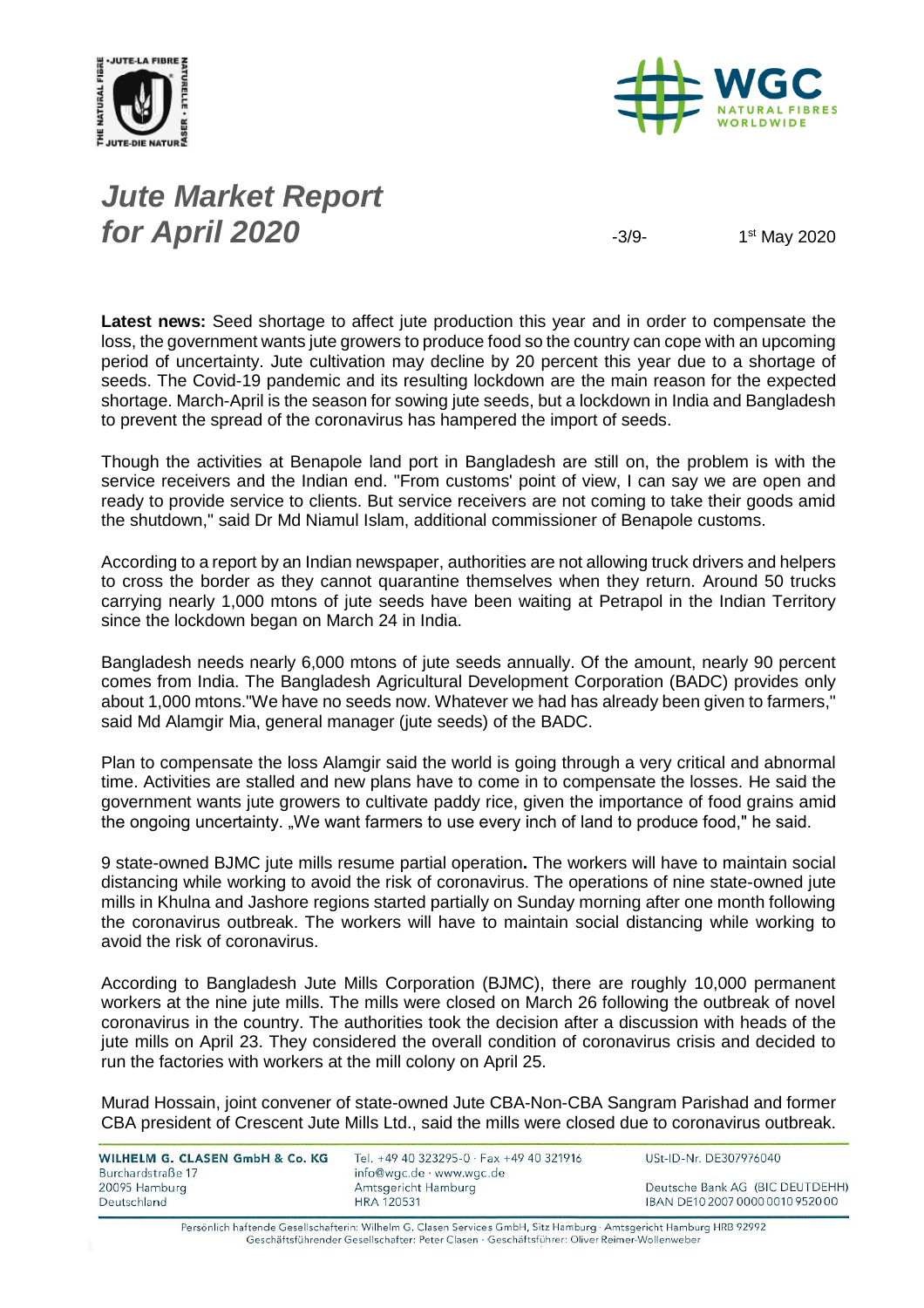# *Jute Market Report for April 2020*

1st May 2020

**Latest news:** Seed shortage to affect jute production this year and in order to compensate the loss, the government wants jute growers to produce food so the country can cope with an upcoming period of uncertainty. Jute cultivation may decline by 20 percent this year due to a shortage of seeds. The Covid-19 pandemic and its resulting lockdown are the main reason for the expected shortage. March-April is the season for sowing jute seeds, but a lockdown in India and Bangladesh to prevent the spread of the coronavirus has hampered the import of seeds.

Though the activities at Benapole land port in Bangladesh are still on, the problem is with the service receivers and the Indian end. "From customs' point of view, I can say we are open and ready to provide service to clients. But service receivers are not coming to take their goods amid the shutdown," said Dr Md Niamul Islam, additional commissioner of Benapole customs.

According to a report by an Indian newspaper, authorities are not allowing truck drivers and helpers to cross the border as they cannot quarantine themselves when they return. Around 50 trucks carrying nearly 1,000 mtons of jute seeds have been waiting at Petrapol in the Indian Territory since the lockdown began on March 24 in India.

Bangladesh needs nearly 6,000 mtons of jute seeds annually. Of the amount, nearly 90 percent comes from India. The Bangladesh Agricultural Development Corporation (BADC) provides only about 1,000 mtons."We have no seeds now. Whatever we had has already been given to farmers," said Md Alamgir Mia, general manager (jute seeds) of the BADC.

Plan to compensate the loss Alamgir said the world is going through a very critical and abnormal time. Activities are stalled and new plans have to come in to compensate the losses. He said the government wants jute growers to cultivate paddy rice, given the importance of food grains amid the ongoing uncertainty. „We want farmers to use every inch of land to produce food," he said.

9 state-owned BJMC jute mills resume partial operation**.** The workers will have to maintain social distancing while working to avoid the risk of coronavirus. The operations of nine state-owned jute mills in Khulna and Jashore regions started partially on Sunday morning after one month following the coronavirus outbreak. The workers will have to maintain social distancing while working to avoid the risk of coronavirus.

According to Bangladesh Jute Mills Corporation (BJMC), there are roughly 10,000 permanent workers at the nine jute mills. The mills were closed on March 26 following the outbreak of novel coronavirus in the country. The authorities took the decision after a discussion with heads of the jute mills on April 23. They considered the overall condition of coronavirus crisis and decided to run the factories with workers at the mill colony on April 25.

Murad Hossain, joint convener of state-owned Jute CBA-Non-CBA Sangram Parishad and former CBA president of Crescent Jute Mills Ltd., said the mills were closed due to coronavirus outbreak.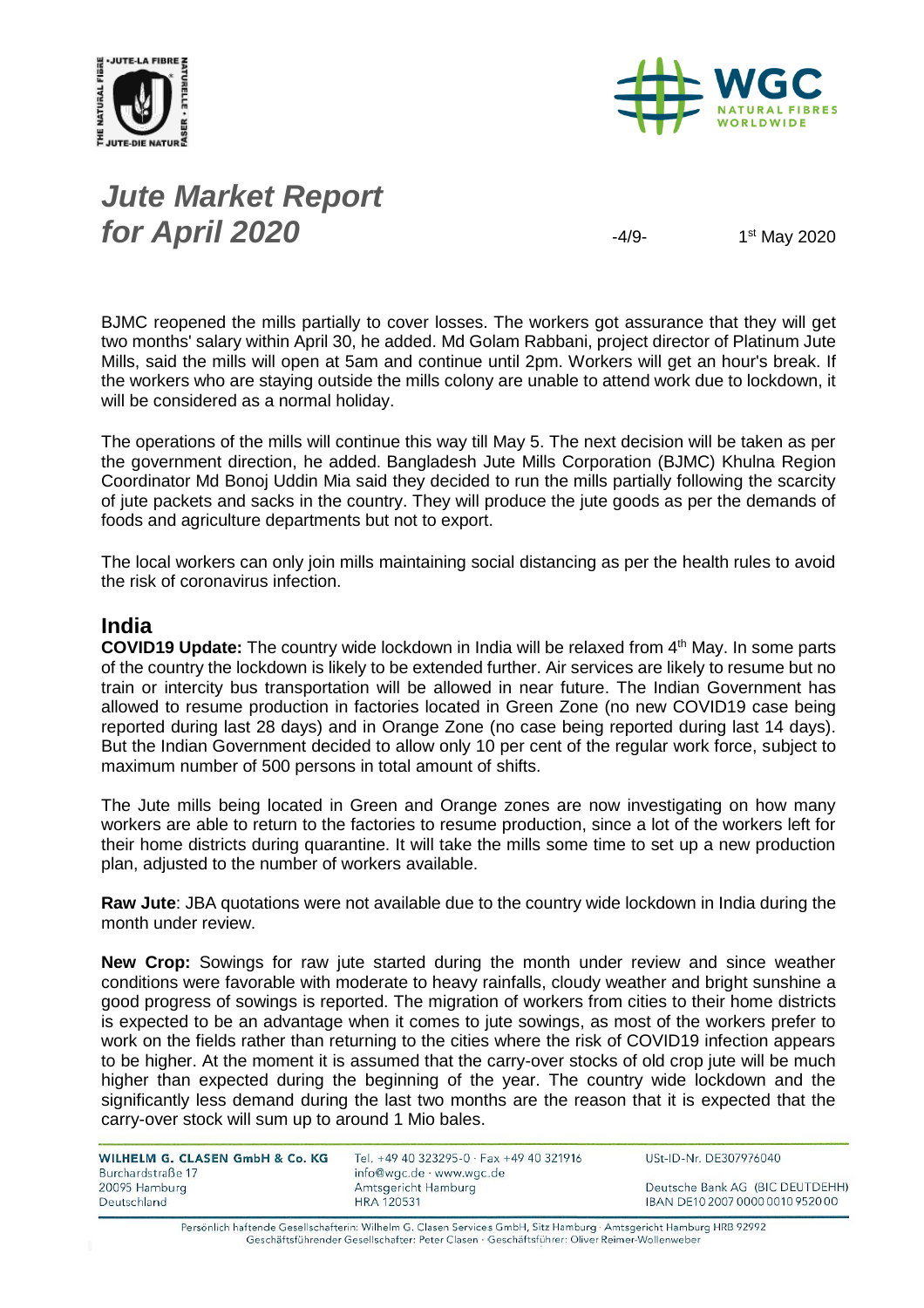BJMC reopened the mills partially to cover losses. The workers got assurance that they will get two months' salary within April 30, he added. Md Golam Rabbani, project director of Platinum Jute Mills, said the mills will open at 5am and continue until 2pm. Workers will get an hour's break. If the workers who are staying outside the mills colony are unable to attend work due to lockdown, it will be considered as a normal holiday.

The operations of the mills will continue this way till May 5. The next decision will be taken as per the government direction, he added. Bangladesh Jute Mills Corporation (BJMC) Khulna Region Coordinator Md Bonoj Uddin Mia said they decided to run the mills partially following the scarcity of jute packets and sacks in the country. They will produce the jute goods as per the demands of foods and agriculture departments but not to export.

The local workers can only join mills maintaining social distancing as per the health rules to avoid the risk of coronavirus infection.

## India

**COVID19 Update:** The country wide lockdown in India will be relaxed from 4th May. In some parts of the country the lockdown is likely to be extended further. Air services are likely to resume but no train or intercity bus transportation will be allowed in near future. The Indian Government has allowed to resume production in factories located in Green Zone (no new COVID19 case being reported during last 28 days) and in Orange Zone (no case being reported during last 14 days). But the Indian Government decided to allow only 10 per cent of the regular work force, subject to maximum number of 500 persons in total amount of shifts.

The Jute mills being located in Green and Orange zones are now investigating on how many workers are able to return to the factories to resume production, since a lot of the workers left for their home districts during quarantine. It will take the mills some time to set up a new production plan, adjusted to the number of workers available.

**Raw Jute**: JBA quotations were not available due to the country wide lockdown in India during the month under review.

**New Crop:** Sowings for raw jute started during the month under review and since weather conditions were favorable with moderate to heavy rainfalls, cloudy weather and bright sunshine a good progress of sowings is reported. The migration of workers from cities to their home districts is expected to be an advantage when it comes to jute sowings, as most of the workers prefer to work on the fields rather than returning to the cities where the risk of COVID19 infection appears to be higher. At the moment it is assumed that the carry-over stocks of old crop jute will be much higher than expected during the beginning of the year. The country wide lockdown and the significantly less demand during the last two months are the reason that it is expected that the carry-over stock will sum up to around 1 Mio bales.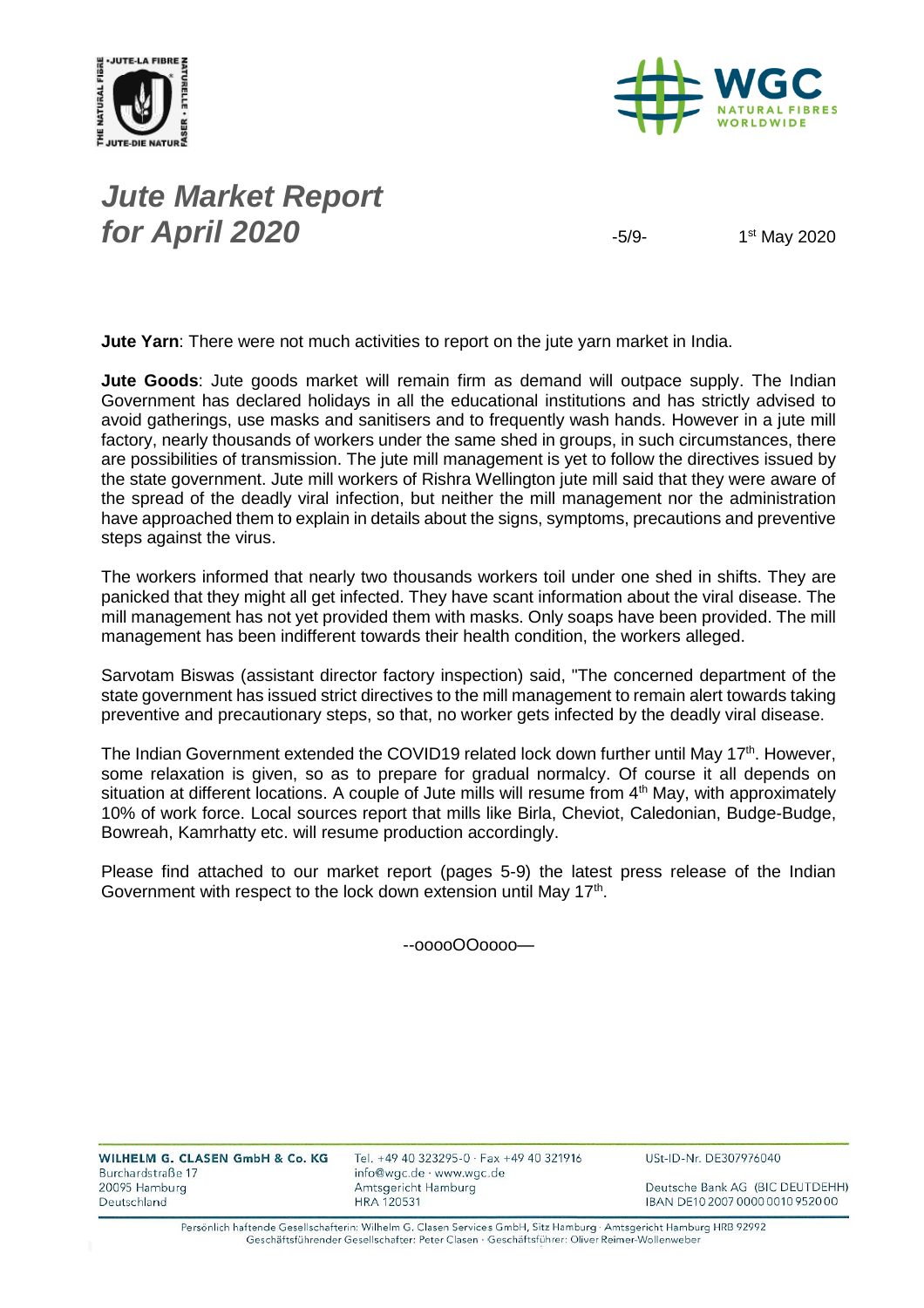# *Jute Market Report for April 2020*

-5/9- 1st May 2020

**Jute Yarn**: There were not much activities to report on the jute yarn market in India.

**Jute Goods**: Jute goods market will remain firm as demand will outpace supply. The Indian Government has declared holidays in all the educational institutions and has strictly advised to avoid gatherings, use masks and sanitisers and to frequently wash hands. However in a jute mill factory, nearly thousands of workers under the same shed in groups, in such circumstances, there are possibilities of transmission. The jute mill management is yet to follow the directives issued by the state government. Jute mill workers of Rishra Wellington jute mill said that they were aware of the spread of the deadly viral infection, but neither the mill management nor the administration have approached them to explain in details about the signs, symptoms, precautions and preventive steps against the virus.

The workers informed that nearly two thousands workers toil under one shed in shifts. They are panicked that they might all get infected. They have scant information about the viral disease. The mill management has not yet provided them with masks. Only soaps have been provided. The mill management has been indifferent towards their health condition, the workers alleged.

Sarvotam Biswas (assistant director factory inspection) said, "The concerned department of the state government has issued strict directives to the mill management to remain alert towards taking preventive and precautionary steps, so that, no worker gets infected by the deadly viral disease.

The Indian Government extended the COVID19 related lock down further until May 17th. However, some relaxation is given, so as to prepare for gradual normalcy. Of course it all depends on situation at different locations. A couple of Jute mills will resume from 4th May, with approximately 10% of work force. Local sources report that mills like Birla, Cheviot, Caledonian, Budge-Budge, Bowreah, Kamrhatty etc. will resume production accordingly.

Please find attached to our market report (pages 5-9) the latest press release of the Indian Government with respect to the lock down extension until May 17th.

--ooooOOoooo—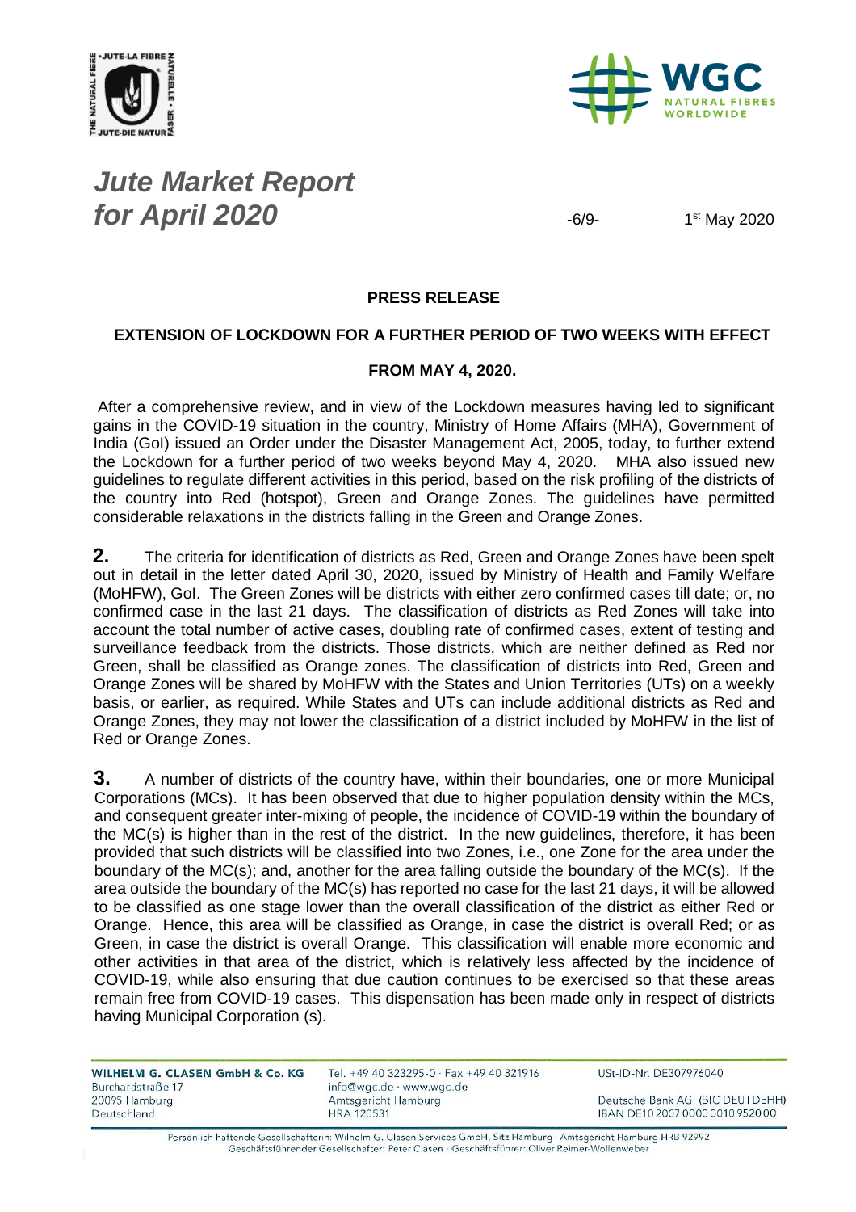## PRESS RELEASE

### EXTENSION OF LOCKDOWN FOR A FURTHER PERIOD OF TWO WEEKS WITH EFFECT FROM MAY 4, 2020.

After a comprehensive review, and in view of the Lockdown measures having led to significant gains in the COVID-19 situation in the country, Ministry of Home Affairs (MHA), Government of India (GoI) issued an Order under the Disaster Management Act, 2005, today, to further extend the Lockdown for a further period of two weeks beyond May 4, 2020. MHA also issued new guidelines to regulate different activities in this period, based on the risk profiling of the districts of the country into Red (hotspot), Green and Orange Zones. The guidelines have permitted considerable relaxations in the districts falling in the Green and Orange Zones.

**2.** The criteria for identification of districts as Red, Green and Orange Zones have been spelt out in detail in the letter dated April 30, 2020, issued by Ministry of Health and Family Welfare (MoHFW), GoI. The Green Zones will be districts with either zero confirmed cases till date; or, no confirmed case in the last 21 days. The classification of districts as Red Zones will take into account the total number of active cases, doubling rate of confirmed cases, extent of testing and surveillance feedback from the districts. Those districts, which are neither defined as Red nor Green, shall be classified as Orange zones. The classification of districts into Red, Green and Orange Zones will be shared by MoHFW with the States and Union Territories (UTs) on a weekly basis, or earlier, as required. While States and UTs can include additional districts as Red and Orange Zones, they may not lower the classification of a district included by MoHFW in the list of Red or Orange Zones.

**3.** A number of districts of the country have, within their boundaries, one or more Municipal Corporations (MCs). It has been observed that due to higher population density within the MCs, and consequent greater inter-mixing of people, the incidence of COVID-19 within the boundary of the MC(s) is higher than in the rest of the district. In the new guidelines, therefore, it has been provided that such districts will be classified into two Zones, i.e., one Zone for the area under the boundary of the MC(s); and, another for the area falling outside the boundary of the MC(s). If the area outside the boundary of the MC(s) has reported no case for the last 21 days, it will be allowed to be classified as one stage lower than the overall classification of the district as either Red or Orange. Hence, this area will be classified as Orange, in case the district is overall Red; or as Green, in case the district is overall Orange. This classification will enable more economic and other activities in that area of the district, which is relatively less affected by the incidence of COVID-19, while also ensuring that due caution continues to be exercised so that these areas remain free from COVID-19 cases. This dispensation has been made only in respect of districts having Municipal Corporation (s).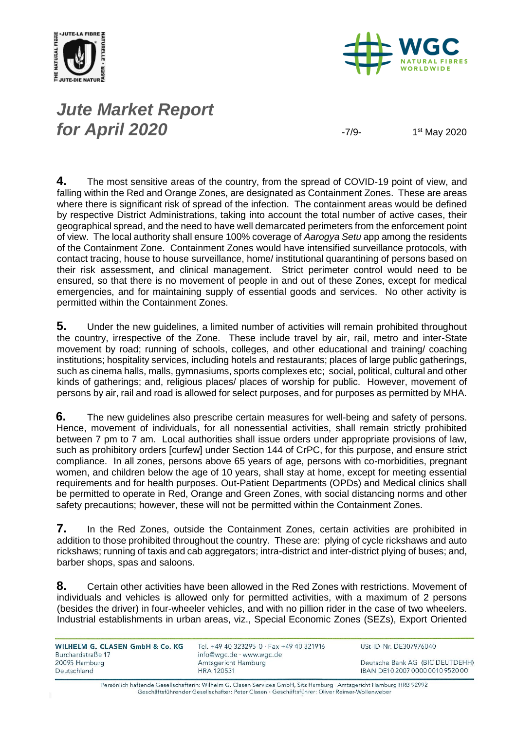**4.** The most sensitive areas of the country, from the spread of COVID-19 point of view, and falling within the Red and Orange Zones, are designated as Containment Zones. These are areas where there is significant risk of spread of the infection. The containment areas would be defined by respective District Administrations, taking into account the total number of active cases, their geographical spread, and the need to have well demarcated perimeters from the enforcement point of view. The local authority shall ensure 100% coverage of *Aarogya Setu* app among the residents of the Containment Zone. Containment Zones would have intensified surveillance protocols, with contact tracing, house to house surveillance, home/ institutional quarantining of persons based on their risk assessment, and clinical management. Strict perimeter control would need to be ensured, so that there is no movement of people in and out of these Zones, except for medical emergencies, and for maintaining supply of essential goods and services. No other activity is permitted within the Containment Zones.

**5.** Under the new guidelines, a limited number of activities will remain prohibited throughout the country, irrespective of the Zone. These include travel by air, rail, metro and inter-State movement by road; running of schools, colleges, and other educational and training/ coaching institutions; hospitality services, including hotels and restaurants; places of large public gatherings, such as cinema halls, malls, gymnasiums, sports complexes etc; social, political, cultural and other kinds of gatherings; and, religious places/ places of worship for public. However, movement of persons by air, rail and road is allowed for select purposes, and for purposes as permitted by MHA.

**6.** The new guidelines also prescribe certain measures for well-being and safety of persons. Hence, movement of individuals, for all nonessential activities, shall remain strictly prohibited between 7 pm to 7 am. Local authorities shall issue orders under appropriate provisions of law, such as prohibitory orders [curfew] under Section 144 of CrPC, for this purpose, and ensure strict compliance. In all zones, persons above 65 years of age, persons with co-morbidities, pregnant women, and children below the age of 10 years, shall stay at home, except for meeting essential requirements and for health purposes. Out-Patient Departments (OPDs) and Medical clinics shall be permitted to operate in Red, Orange and Green Zones, with social distancing norms and other safety precautions; however, these will not be permitted within the Containment Zones.

**7.** In the Red Zones, outside the Containment Zones, certain activities are prohibited in addition to those prohibited throughout the country. These are: plying of cycle rickshaws and auto rickshaws; running of taxis and cab aggregators; intra-district and inter-district plying of buses; and, barber shops, spas and saloons.

**8.** Certain other activities have been allowed in the Red Zones with restrictions. Movement of individuals and vehicles is allowed only for permitted activities, with a maximum of 2 persons (besides the driver) in four-wheeler vehicles, and with no pillion rider in the case of two wheelers. Industrial establishments in urban areas, viz., Special Economic Zones (SEZs), Export Oriented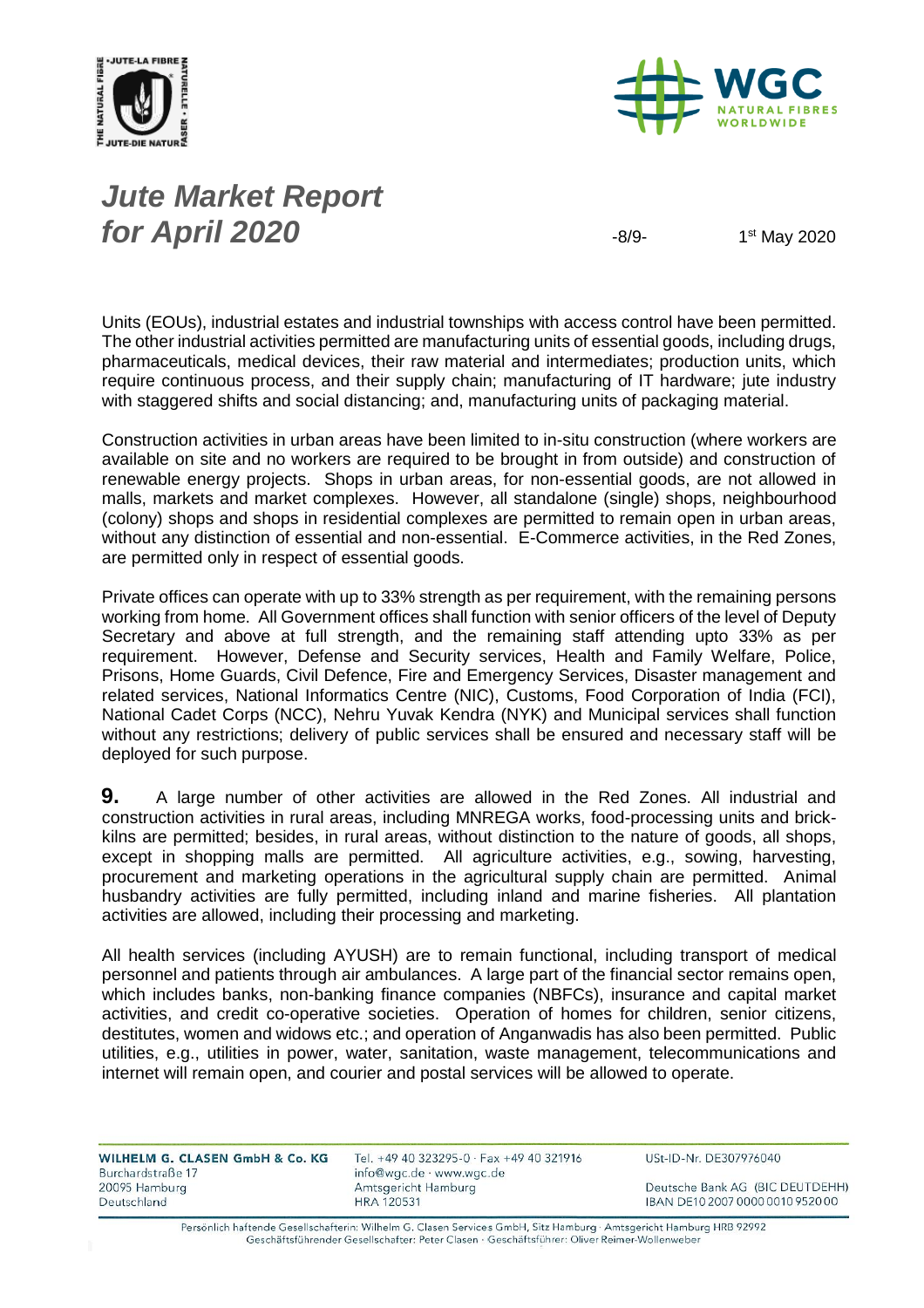Units (EOUs), industrial estates and industrial townships with access control have been permitted. The other industrial activities permitted are manufacturing units of essential goods, including drugs, pharmaceuticals, medical devices, their raw material and intermediates; production units, which require continuous process, and their supply chain; manufacturing of IT hardware; jute industry with staggered shifts and social distancing; and, manufacturing units of packaging material.

Construction activities in urban areas have been limited to in-situ construction (where workers are available on site and no workers are required to be brought in from outside) and construction of renewable energy projects. Shops in urban areas, for non-essential goods, are not allowed in malls, markets and market complexes. However, all standalone (single) shops, neighbourhood (colony) shops and shops in residential complexes are permitted to remain open in urban areas, without any distinction of essential and non-essential. E-Commerce activities, in the Red Zones, are permitted only in respect of essential goods.

Private offices can operate with up to 33% strength as per requirement, with the remaining persons working from home. All Government offices shall function with senior officers of the level of Deputy Secretary and above at full strength, and the remaining staff attending upto 33% as per requirement. However, Defense and Security services, Health and Family Welfare, Police, Prisons, Home Guards, Civil Defence, Fire and Emergency Services, Disaster management and related services, National Informatics Centre (NIC), Customs, Food Corporation of India (FCI), National Cadet Corps (NCC), Nehru Yuvak Kendra (NYK) and Municipal services shall function without any restrictions; delivery of public services shall be ensured and necessary staff will be deployed for such purpose.

**9.** A large number of other activities are allowed in the Red Zones. All industrial and construction activities in rural areas, including MNREGA works, food-processing units and brick-kilns are permitted; besides, in rural areas, without distinction to the nature of goods, all shops, except in shopping malls are permitted. All agriculture activities, e.g., sowing, harvesting, procurement and marketing operations in the agricultural supply chain are permitted. Animal husbandry activities are fully permitted, including inland and marine fisheries. All plantation activities are allowed, including their processing and marketing.

All health services (including AYUSH) are to remain functional, including transport of medical personnel and patients through air ambulances. A large part of the financial sector remains open, which includes banks, non-banking finance companies (NBFCs), insurance and capital market activities, and credit co-operative societies. Operation of homes for children, senior citizens, destitutes, women and widows etc.; and operation of Anganwadis has also been permitted. Public utilities, e.g., utilities in power, water, sanitation, waste management, telecommunications and internet will remain open, and courier and postal services will be allowed to operate.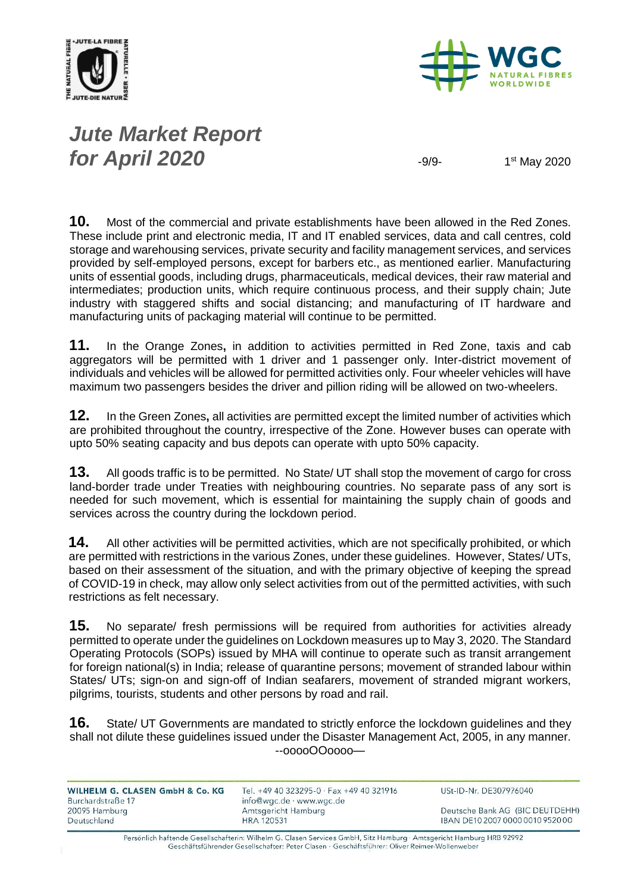**10.** Most of the commercial and private establishments have been allowed in the Red Zones. These include print and electronic media, IT and IT enabled services, data and call centres, cold storage and warehousing services, private security and facility management services, and services provided by self-employed persons, except for barbers etc., as mentioned earlier. Manufacturing units of essential goods, including drugs, pharmaceuticals, medical devices, their raw material and intermediates; production units, which require continuous process, and their supply chain; Jute industry with staggered shifts and social distancing; and manufacturing of IT hardware and manufacturing units of packaging material will continue to be permitted.

**11.** In the Orange Zones**,** in addition to activities permitted in Red Zone, taxis and cab aggregators will be permitted with 1 driver and 1 passenger only. Inter-district movement of individuals and vehicles will be allowed for permitted activities only. Four wheeler vehicles will have maximum two passengers besides the driver and pillion riding will be allowed on two-wheelers.

**12.** In the Green Zones**,** all activities are permitted except the limited number of activities which are prohibited throughout the country, irrespective of the Zone. However buses can operate with upto 50% seating capacity and bus depots can operate with upto 50% capacity.

**13.** All goods traffic is to be permitted. No State/ UT shall stop the movement of cargo for cross land-border trade under Treaties with neighbouring countries. No separate pass of any sort is needed for such movement, which is essential for maintaining the supply chain of goods and services across the country during the lockdown period.

**14.** All other activities will be permitted activities, which are not specifically prohibited, or which are permitted with restrictions in the various Zones, under these guidelines. However, States/ UTs, based on their assessment of the situation, and with the primary objective of keeping the spread of COVID-19 in check, may allow only select activities from out of the permitted activities, with such restrictions as felt necessary.

**15.** No separate/ fresh permissions will be required from authorities for activities already permitted to operate under the guidelines on Lockdown measures up to May 3, 2020. The Standard Operating Protocols (SOPs) issued by MHA will continue to operate such as transit arrangement for foreign national(s) in India; release of quarantine persons; movement of stranded labour within States/ UTs; sign-on and sign-off of Indian seafarers, movement of stranded migrant workers, pilgrims, tourists, students and other persons by road and rail.

**16.** State/ UT Governments are mandated to strictly enforce the lockdown guidelines and they shall not dilute these guidelines issued under the Disaster Management Act, 2005, in any manner.

--ooooOOoooo—